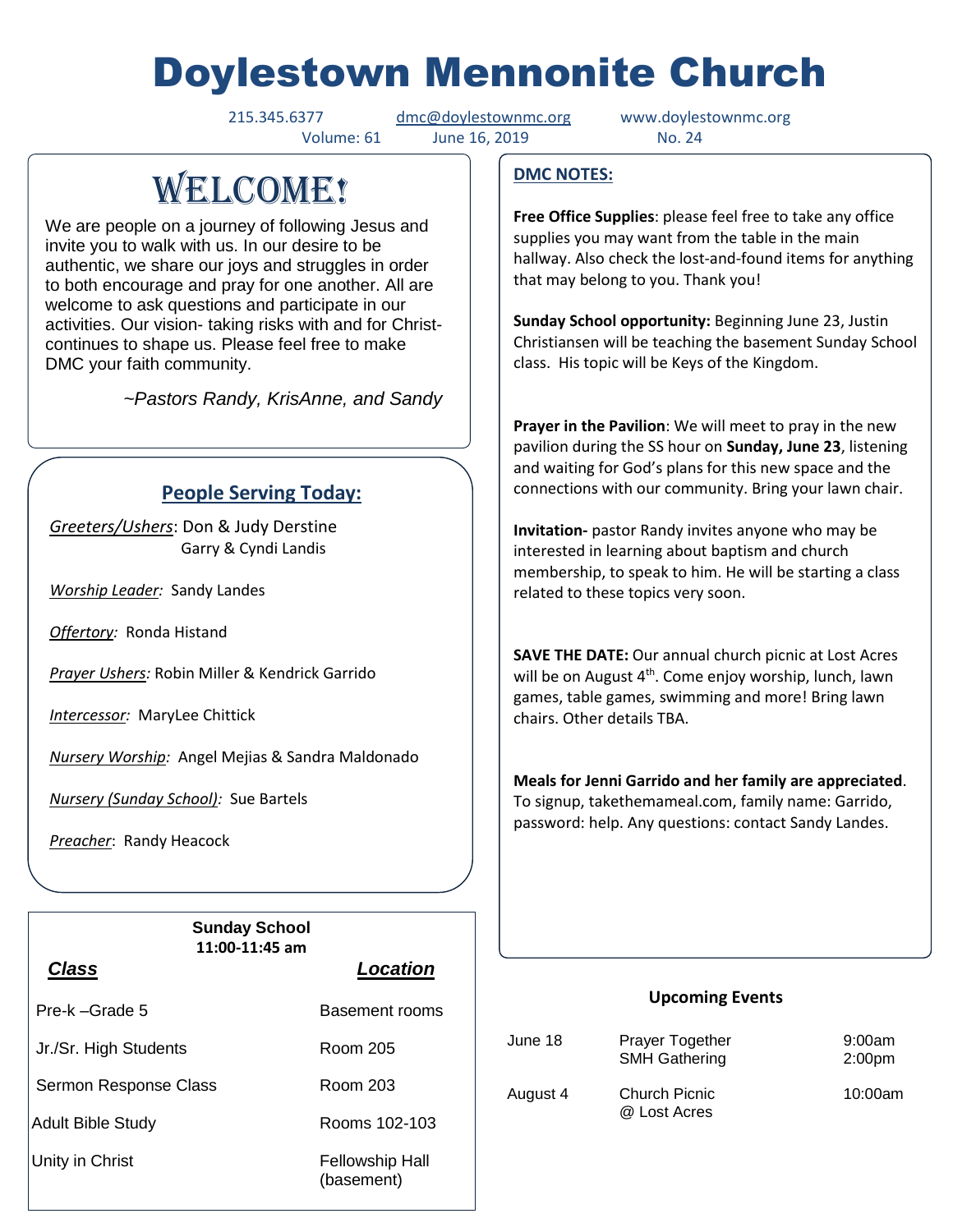# Doylestown Mennonite Church

215.345.6377 dmc@doylestownmc.org www.doylestownmc.org

Volume: 61 June 16, 2019 No. 24

## WELCOME!

We are people on a journey of following Jesus and invite you to walk with us. In our desire to be authentic, we share our joys and struggles in order to both encourage and pray for one another. All are welcome to ask questions and participate in our activities. Our vision- taking risks with and for Christ- continues to shape us. Please feel free to make DMC your faith community.

*~Pastors Randy, KrisAnne, and Sandy*

## People Serving Today:

*Greeters/Ushers*: Don & Judy Derstine
Garry & Cyndi Landis

*Worship Leader:* Sandy Landes

*Offertory:* Ronda Histand

*Prayer Ushers:* Robin Miller & Kendrick Garrido

*Intercessor:* MaryLee Chittick

*Nursery Worship:* Angel Mejias & Sandra Maldonado

*Nursery (Sunday School):* Sue Bartels

*Preacher*: Randy Heacock

**Sunday School**
**11:00-11:45 am**

| *Class* | *Location* |
|---|---|
| Pre-k –Grade 5 | Basement rooms |
| Jr./Sr. High Students | Room 205 |
| Sermon Response Class | Room 203 |
| Adult Bible Study | Rooms 102-103 |
| Unity in Christ | Fellowship Hall (basement) |

## DMC NOTES:

**Free Office Supplies**: please feel free to take any office supplies you may want from the table in the main hallway. Also check the lost-and-found items for anything that may belong to you. Thank you!

**Sunday School opportunity:** Beginning June 23, Justin Christiansen will be teaching the basement Sunday School class. His topic will be Keys of the Kingdom.

**Prayer in the Pavilion**: We will meet to pray in the new pavilion during the SS hour on **Sunday, June 23**, listening and waiting for God's plans for this new space and the connections with our community. Bring your lawn chair.

**Invitation-** pastor Randy invites anyone who may be interested in learning about baptism and church membership, to speak to him. He will be starting a class related to these topics very soon.

**SAVE THE DATE:** Our annual church picnic at Lost Acres will be on August 4th. Come enjoy worship, lunch, lawn games, table games, swimming and more! Bring lawn chairs. Other details TBA.

**Meals for Jenni Garrido and her family are appreciated**. To signup, takethemameal.com, family name: Garrido, password: help. Any questions: contact Sandy Landes.

## Upcoming Events

| | | |
|---|---|---|
| June 18 | Prayer Together<br>SMH Gathering | 9:00am<br>2:00pm |
| August 4 | Church Picnic<br>@ Lost Acres | 10:00am |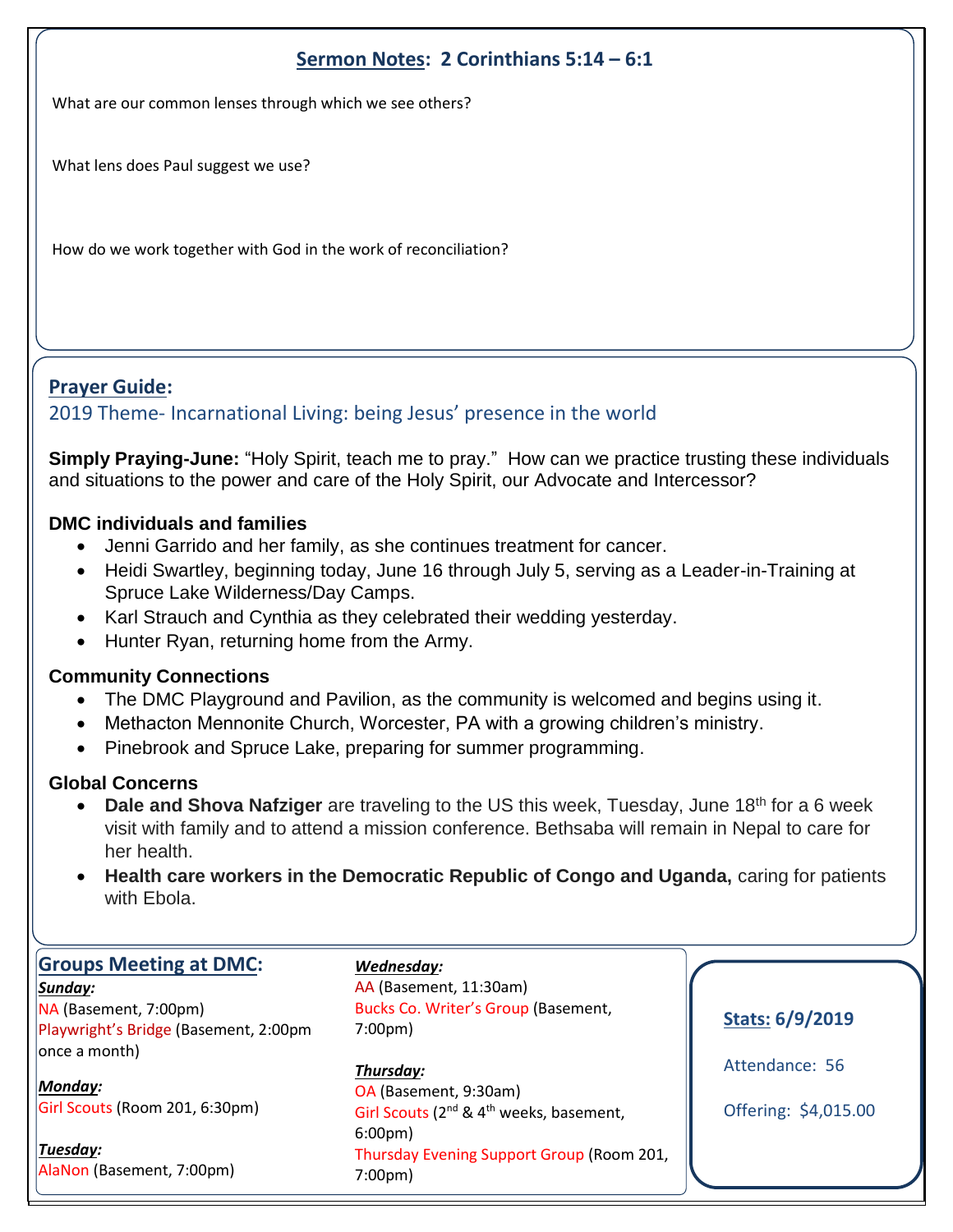## Sermon Notes: 2 Corinthians 5:14 – 6:1

What are our common lenses through which we see others?

What lens does Paul suggest we use?

How do we work together with God in the work of reconciliation?

## Prayer Guide:

2019 Theme- Incarnational Living: being Jesus' presence in the world

**Simply Praying-June:** "Holy Spirit, teach me to pray." How can we practice trusting these individuals and situations to the power and care of the Holy Spirit, our Advocate and Intercessor?

### DMC individuals and families

- Jenni Garrido and her family, as she continues treatment for cancer.
- Heidi Swartley, beginning today, June 16 through July 5, serving as a Leader-in-Training at Spruce Lake Wilderness/Day Camps.
- Karl Strauch and Cynthia as they celebrated their wedding yesterday.
- Hunter Ryan, returning home from the Army.

### Community Connections

- The DMC Playground and Pavilion, as the community is welcomed and begins using it.
- Methacton Mennonite Church, Worcester, PA with a growing children's ministry.
- Pinebrook and Spruce Lake, preparing for summer programming.

### Global Concerns

- **Dale and Shova Nafziger** are traveling to the US this week, Tuesday, June 18th for a 6 week visit with family and to attend a mission conference. Bethsaba will remain in Nepal to care for her health.
- **Health care workers in the Democratic Republic of Congo and Uganda,** caring for patients with Ebola.

## Groups Meeting at DMC:

***Sunday:***
NA (Basement, 7:00pm)
Playwright's Bridge (Basement, 2:00pm once a month)

***Monday:***
Girl Scouts (Room 201, 6:30pm)

***Tuesday:***
AlaNon (Basement, 7:00pm)

***Wednesday:***
AA (Basement, 11:30am)
Bucks Co. Writer's Group (Basement, 7:00pm)

***Thursday:***
OA (Basement, 9:30am)
Girl Scouts (2nd & 4th weeks, basement, 6:00pm)
Thursday Evening Support Group (Room 201, 7:00pm)

**Stats: 6/9/2019**

Attendance: 56

Offering: $4,015.00